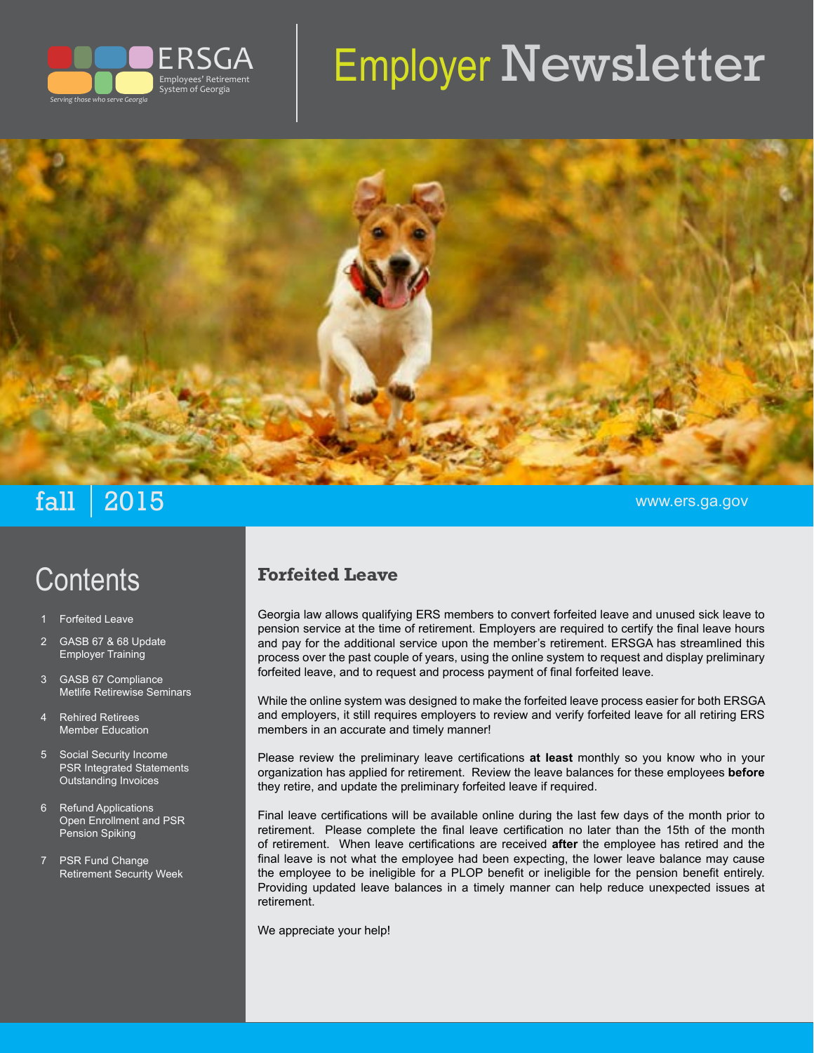ERSGA

Employees' Retirement System of Georgia

*Serving those who serve Georgia*

# Employer Newsletter

fall | 2015

www.ers.ga.gov

## Contents

1. Forfeited Leave
2. GASB 67 & 68 Update
   Employer Training
3. GASB 67 Compliance
   Metlife Retirewise Seminars
4. Rehired Retirees
   Member Education
5. Social Security Income
   PSR Integrated Statements
   Outstanding Invoices
6. Refund Applications
   Open Enrollment and PSR
   Pension Spiking
7. PSR Fund Change
   Retirement Security Week

## Forfeited Leave

Georgia law allows qualifying ERS members to convert forfeited leave and unused sick leave to pension service at the time of retirement. Employers are required to certify the final leave hours and pay for the additional service upon the member's retirement. ERSGA has streamlined this process over the past couple of years, using the online system to request and display preliminary forfeited leave, and to request and process payment of final forfeited leave.

While the online system was designed to make the forfeited leave process easier for both ERSGA and employers, it still requires employers to review and verify forfeited leave for all retiring ERS members in an accurate and timely manner!

Please review the preliminary leave certifications **at least** monthly so you know who in your organization has applied for retirement. Review the leave balances for these employees **before** they retire, and update the preliminary forfeited leave if required.

Final leave certifications will be available online during the last few days of the month prior to retirement. Please complete the final leave certification no later than the 15th of the month of retirement. When leave certifications are received **after** the employee has retired and the final leave is not what the employee had been expecting, the lower leave balance may cause the employee to be ineligible for a PLOP benefit or ineligible for the pension benefit entirely. Providing updated leave balances in a timely manner can help reduce unexpected issues at retirement.

We appreciate your help!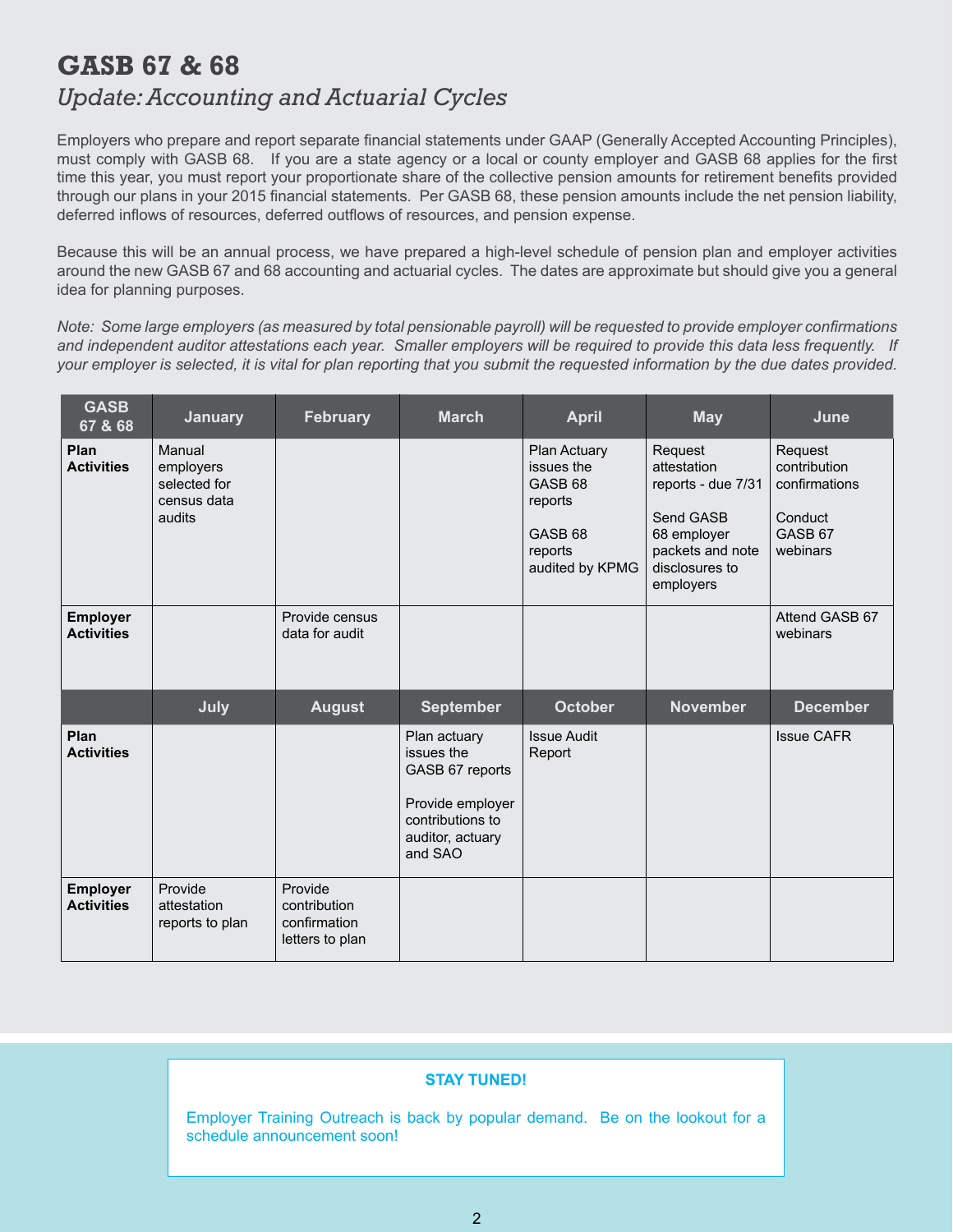# GASB 67 & 68

*Update: Accounting and Actuarial Cycles*

Employers who prepare and report separate financial statements under GAAP (Generally Accepted Accounting Principles), must comply with GASB 68. If you are a state agency or a local or county employer and GASB 68 applies for the first time this year, you must report your proportionate share of the collective pension amounts for retirement benefits provided through our plans in your 2015 financial statements. Per GASB 68, these pension amounts include the net pension liability, deferred inflows of resources, deferred outflows of resources, and pension expense.

Because this will be an annual process, we have prepared a high-level schedule of pension plan and employer activities around the new GASB 67 and 68 accounting and actuarial cycles. The dates are approximate but should give you a general idea for planning purposes.

*Note: Some large employers (as measured by total pensionable payroll) will be requested to provide employer confirmations and independent auditor attestations each year. Smaller employers will be required to provide this data less frequently. If your employer is selected, it is vital for plan reporting that you submit the requested information by the due dates provided.*

| GASB 67 & 68 | January | February | March | April | May | June |
|---|---|---|---|---|---|---|
| **Plan Activities** | Manual employers selected for census data audits | | | Plan Actuary issues the GASB 68 reports<br><br>GASB 68 reports audited by KPMG | Request attestation reports - due 7/31<br><br>Send GASB 68 employer packets and note disclosures to employers | Request contribution confirmations<br><br>Conduct GASB 67 webinars |
| **Employer Activities** | | Provide census data for audit | | | | Attend GASB 67 webinars |
| | **July** | **August** | **September** | **October** | **November** | **December** |
| **Plan Activities** | | | Plan actuary issues the GASB 67 reports<br><br>Provide employer contributions to auditor, actuary and SAO | Issue Audit Report | | Issue CAFR |
| **Employer Activities** | Provide attestation reports to plan | Provide contribution confirmation letters to plan | | | | |

**STAY TUNED!**

Employer Training Outreach is back by popular demand. Be on the lookout for a schedule announcement soon!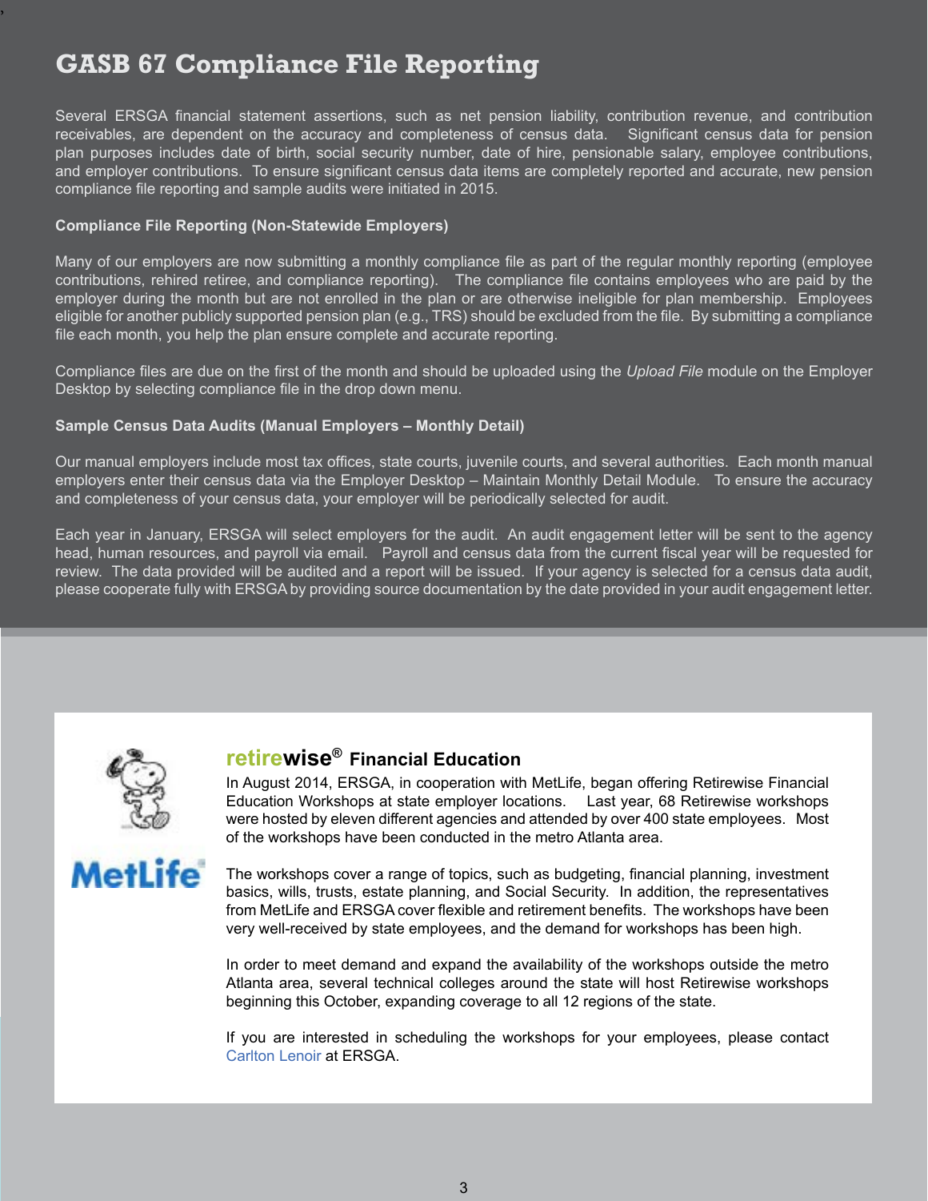# GASB 67 Compliance File Reporting

Several ERSGA financial statement assertions, such as net pension liability, contribution revenue, and contribution receivables, are dependent on the accuracy and completeness of census data. Significant census data for pension plan purposes includes date of birth, social security number, date of hire, pensionable salary, employee contributions, and employer contributions. To ensure significant census data items are completely reported and accurate, new pension compliance file reporting and sample audits were initiated in 2015.

**Compliance File Reporting (Non-Statewide Employers)**

Many of our employers are now submitting a monthly compliance file as part of the regular monthly reporting (employee contributions, rehired retiree, and compliance reporting). The compliance file contains employees who are paid by the employer during the month but are not enrolled in the plan or are otherwise ineligible for plan membership. Employees eligible for another publicly supported pension plan (e.g., TRS) should be excluded from the file. By submitting a compliance file each month, you help the plan ensure complete and accurate reporting.

Compliance files are due on the first of the month and should be uploaded using the *Upload File* module on the Employer Desktop by selecting compliance file in the drop down menu.

**Sample Census Data Audits (Manual Employers – Monthly Detail)**

Our manual employers include most tax offices, state courts, juvenile courts, and several authorities. Each month manual employers enter their census data via the Employer Desktop – Maintain Monthly Detail Module. To ensure the accuracy and completeness of your census data, your employer will be periodically selected for audit.

Each year in January, ERSGA will select employers for the audit. An audit engagement letter will be sent to the agency head, human resources, and payroll via email. Payroll and census data from the current fiscal year will be requested for review. The data provided will be audited and a report will be issued. If your agency is selected for a census data audit, please cooperate fully with ERSGA by providing source documentation by the date provided in your audit engagement letter.

## retirewise® Financial Education

In August 2014, ERSGA, in cooperation with MetLife, began offering Retirewise Financial Education Workshops at state employer locations. Last year, 68 Retirewise workshops were hosted by eleven different agencies and attended by over 400 state employees. Most of the workshops have been conducted in the metro Atlanta area.

The workshops cover a range of topics, such as budgeting, financial planning, investment basics, wills, trusts, estate planning, and Social Security. In addition, the representatives from MetLife and ERSGA cover flexible and retirement benefits. The workshops have been very well-received by state employees, and the demand for workshops has been high.

In order to meet demand and expand the availability of the workshops outside the metro Atlanta area, several technical colleges around the state will host Retirewise workshops beginning this October, expanding coverage to all 12 regions of the state.

If you are interested in scheduling the workshops for your employees, please contact Carlton Lenoir at ERSGA.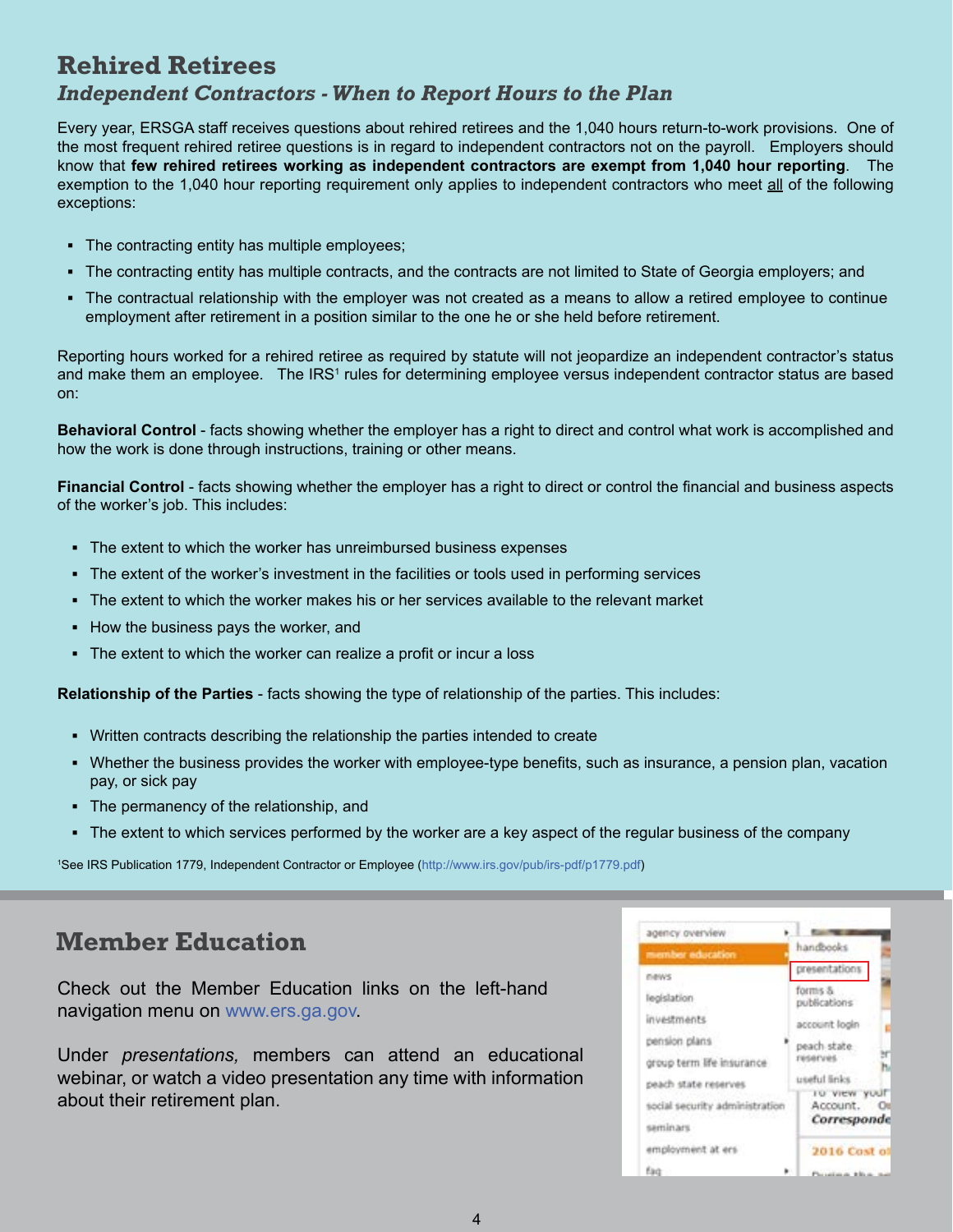## Rehired Retirees

### *Independent Contractors - When to Report Hours to the Plan*

Every year, ERSGA staff receives questions about rehired retirees and the 1,040 hours return-to-work provisions. One of the most frequent rehired retiree questions is in regard to independent contractors not on the payroll. Employers should know that **few rehired retirees working as independent contractors are exempt from 1,040 hour reporting**. The exemption to the 1,040 hour reporting requirement only applies to independent contractors who meet all of the following exceptions:

- The contracting entity has multiple employees;
- The contracting entity has multiple contracts, and the contracts are not limited to State of Georgia employers; and
- The contractual relationship with the employer was not created as a means to allow a retired employee to continue employment after retirement in a position similar to the one he or she held before retirement.

Reporting hours worked for a rehired retiree as required by statute will not jeopardize an independent contractor's status and make them an employee. The IRS[1] rules for determining employee versus independent contractor status are based on:

**Behavioral Control** - facts showing whether the employer has a right to direct and control what work is accomplished and how the work is done through instructions, training or other means.

**Financial Control** - facts showing whether the employer has a right to direct or control the financial and business aspects of the worker's job. This includes:

- The extent to which the worker has unreimbursed business expenses
- The extent of the worker's investment in the facilities or tools used in performing services
- The extent to which the worker makes his or her services available to the relevant market
- How the business pays the worker, and
- The extent to which the worker can realize a profit or incur a loss

**Relationship of the Parties** - facts showing the type of relationship of the parties. This includes:

- Written contracts describing the relationship the parties intended to create
- Whether the business provides the worker with employee-type benefits, such as insurance, a pension plan, vacation pay, or sick pay
- The permanency of the relationship, and
- The extent to which services performed by the worker are a key aspect of the regular business of the company

[1]See IRS Publication 1779, Independent Contractor or Employee (http://www.irs.gov/pub/irs-pdf/p1779.pdf)

## Member Education

Check out the Member Education links on the left-hand navigation menu on www.ers.ga.gov.

Under *presentations,* members can attend an educational webinar, or watch a video presentation any time with information about their retirement plan.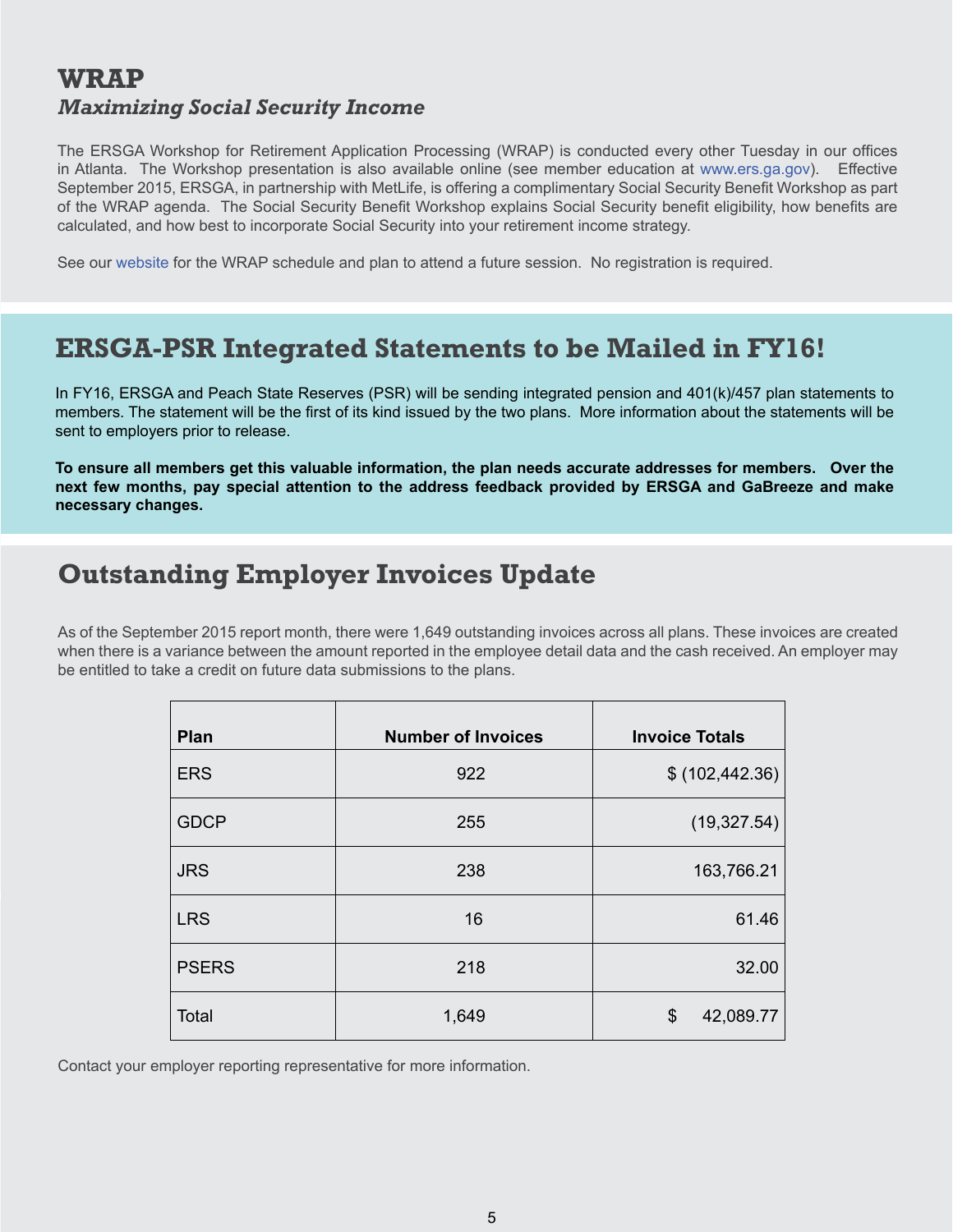## WRAP

### *Maximizing Social Security Income*

The ERSGA Workshop for Retirement Application Processing (WRAP) is conducted every other Tuesday in our offices in Atlanta. The Workshop presentation is also available online (see member education at www.ers.ga.gov). Effective September 2015, ERSGA, in partnership with MetLife, is offering a complimentary Social Security Benefit Workshop as part of the WRAP agenda. The Social Security Benefit Workshop explains Social Security benefit eligibility, how benefits are calculated, and how best to incorporate Social Security into your retirement income strategy.

See our website for the WRAP schedule and plan to attend a future session. No registration is required.

## ERSGA-PSR Integrated Statements to be Mailed in FY16!

In FY16, ERSGA and Peach State Reserves (PSR) will be sending integrated pension and 401(k)/457 plan statements to members. The statement will be the first of its kind issued by the two plans. More information about the statements will be sent to employers prior to release.

**To ensure all members get this valuable information, the plan needs accurate addresses for members. Over the next few months, pay special attention to the address feedback provided by ERSGA and GaBreeze and make necessary changes.**

## Outstanding Employer Invoices Update

As of the September 2015 report month, there were 1,649 outstanding invoices across all plans. These invoices are created when there is a variance between the amount reported in the employee detail data and the cash received. An employer may be entitled to take a credit on future data submissions to the plans.

| Plan | Number of Invoices | Invoice Totals |
|---|---|---|
| ERS | 922 | $ (102,442.36) |
| GDCP | 255 | (19,327.54) |
| JRS | 238 | 163,766.21 |
| LRS | 16 | 61.46 |
| PSERS | 218 | 32.00 |
| Total | 1,649 | $ 42,089.77 |

Contact your employer reporting representative for more information.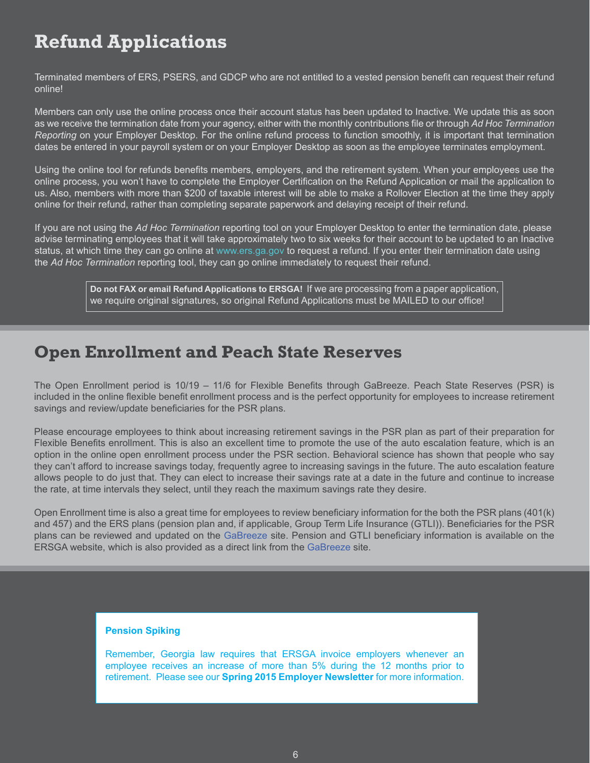# Refund Applications

Terminated members of ERS, PSERS, and GDCP who are not entitled to a vested pension benefit can request their refund online!

Members can only use the online process once their account status has been updated to Inactive. We update this as soon as we receive the termination date from your agency, either with the monthly contributions file or through *Ad Hoc Termination Reporting* on your Employer Desktop. For the online refund process to function smoothly, it is important that termination dates be entered in your payroll system or on your Employer Desktop as soon as the employee terminates employment.

Using the online tool for refunds benefits members, employers, and the retirement system. When your employees use the online process, you won't have to complete the Employer Certification on the Refund Application or mail the application to us. Also, members with more than $200 of taxable interest will be able to make a Rollover Election at the time they apply online for their refund, rather than completing separate paperwork and delaying receipt of their refund.

If you are not using the *Ad Hoc Termination* reporting tool on your Employer Desktop to enter the termination date, please advise terminating employees that it will take approximately two to six weeks for their account to be updated to an Inactive status, at which time they can go online at www.ers.ga.gov to request a refund. If you enter their termination date using the *Ad Hoc Termination* reporting tool, they can go online immediately to request their refund.

**Do not FAX or email Refund Applications to ERSGA!** If we are processing from a paper application, we require original signatures, so original Refund Applications must be MAILED to our office!

# Open Enrollment and Peach State Reserves

The Open Enrollment period is 10/19 – 11/6 for Flexible Benefits through GaBreeze. Peach State Reserves (PSR) is included in the online flexible benefit enrollment process and is the perfect opportunity for employees to increase retirement savings and review/update beneficiaries for the PSR plans.

Please encourage employees to think about increasing retirement savings in the PSR plan as part of their preparation for Flexible Benefits enrollment. This is also an excellent time to promote the use of the auto escalation feature, which is an option in the online open enrollment process under the PSR section. Behavioral science has shown that people who say they can't afford to increase savings today, frequently agree to increasing savings in the future. The auto escalation feature allows people to do just that. They can elect to increase their savings rate at a date in the future and continue to increase the rate, at time intervals they select, until they reach the maximum savings rate they desire.

Open Enrollment time is also a great time for employees to review beneficiary information for the both the PSR plans (401(k) and 457) and the ERS plans (pension plan and, if applicable, Group Term Life Insurance (GTLI)). Beneficiaries for the PSR plans can be reviewed and updated on the GaBreeze site. Pension and GTLI beneficiary information is available on the ERSGA website, which is also provided as a direct link from the GaBreeze site.

**Pension Spiking**

Remember, Georgia law requires that ERSGA invoice employers whenever an employee receives an increase of more than 5% during the 12 months prior to retirement. Please see our **Spring 2015 Employer Newsletter** for more information.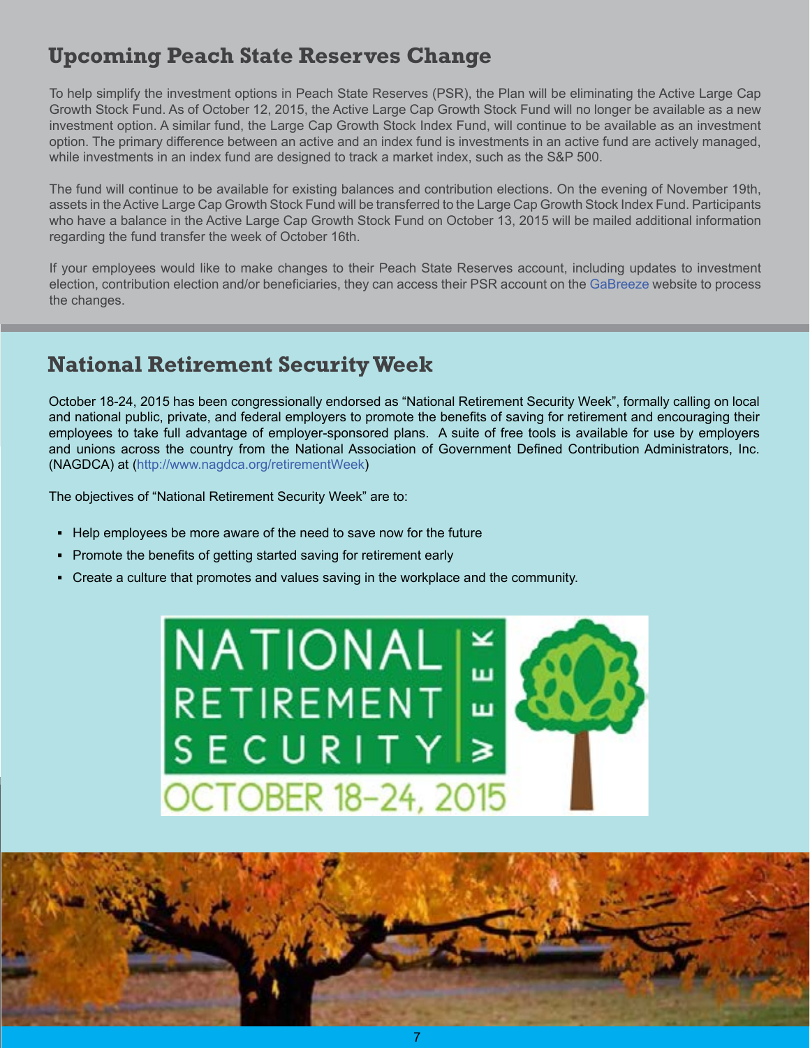## Upcoming Peach State Reserves Change

To help simplify the investment options in Peach State Reserves (PSR), the Plan will be eliminating the Active Large Cap Growth Stock Fund. As of October 12, 2015, the Active Large Cap Growth Stock Fund will no longer be available as a new investment option. A similar fund, the Large Cap Growth Stock Index Fund, will continue to be available as an investment option. The primary difference between an active and an index fund is investments in an active fund are actively managed, while investments in an index fund are designed to track a market index, such as the S&P 500.

The fund will continue to be available for existing balances and contribution elections. On the evening of November 19th, assets in the Active Large Cap Growth Stock Fund will be transferred to the Large Cap Growth Stock Index Fund. Participants who have a balance in the Active Large Cap Growth Stock Fund on October 13, 2015 will be mailed additional information regarding the fund transfer the week of October 16th.

If your employees would like to make changes to their Peach State Reserves account, including updates to investment election, contribution election and/or beneficiaries, they can access their PSR account on the GaBreeze website to process the changes.

## National Retirement Security Week

October 18-24, 2015 has been congressionally endorsed as "National Retirement Security Week", formally calling on local and national public, private, and federal employers to promote the benefits of saving for retirement and encouraging their employees to take full advantage of employer-sponsored plans. A suite of free tools is available for use by employers and unions across the country from the National Association of Government Defined Contribution Administrators, Inc. (NAGDCA) at (http://www.nagdca.org/retirementWeek)

The objectives of "National Retirement Security Week" are to:

- Help employees be more aware of the need to save now for the future
- Promote the benefits of getting started saving for retirement early
- Create a culture that promotes and values saving in the workplace and the community.

NATIONAL RETIREMENT SECURITY WEEK
OCTOBER 18–24, 2015